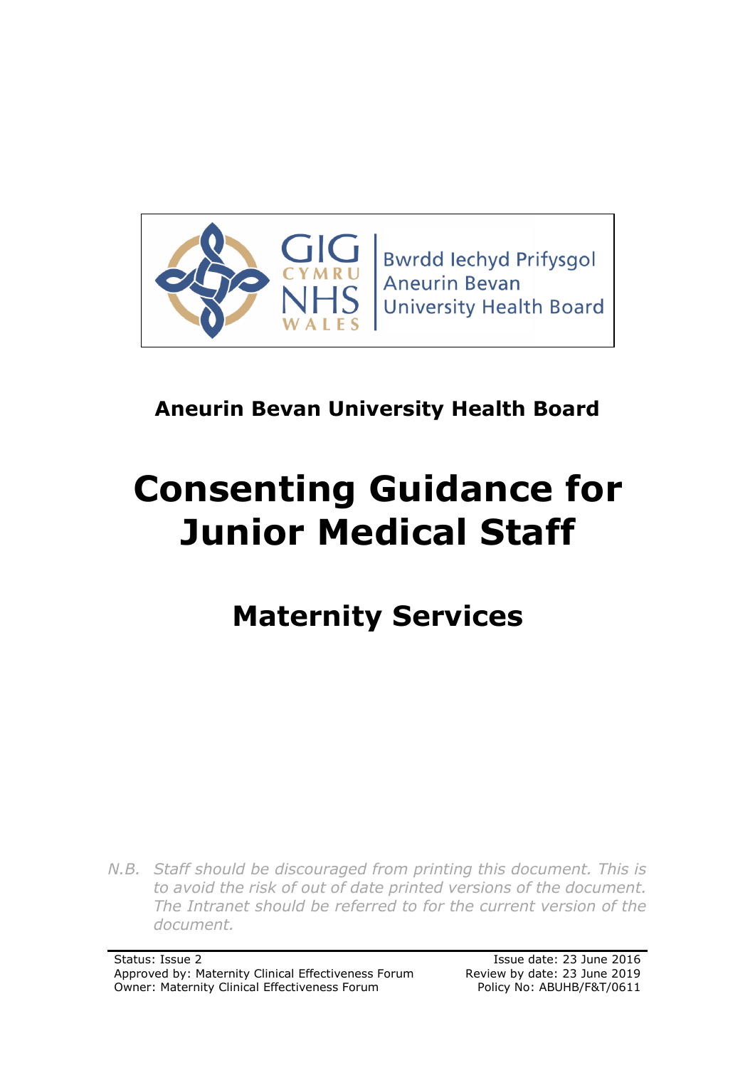GIG CYMRU NHS WALES | Bwrdd Iechyd Prifysgol Aneurin Bevan University Health Board

**Aneurin Bevan University Health Board**

# Consenting Guidance for Junior Medical Staff

## Maternity Services

*N.B. Staff should be discouraged from printing this document. This is to avoid the risk of out of date printed versions of the document. The Intranet should be referred to for the current version of the document.*

Status: Issue 2
Approved by: Maternity Clinical Effectiveness Forum
Owner: Maternity Clinical Effectiveness Forum

Issue date: 23 June 2016
Review by date: 23 June 2019
Policy No: ABUHB/F&T/0611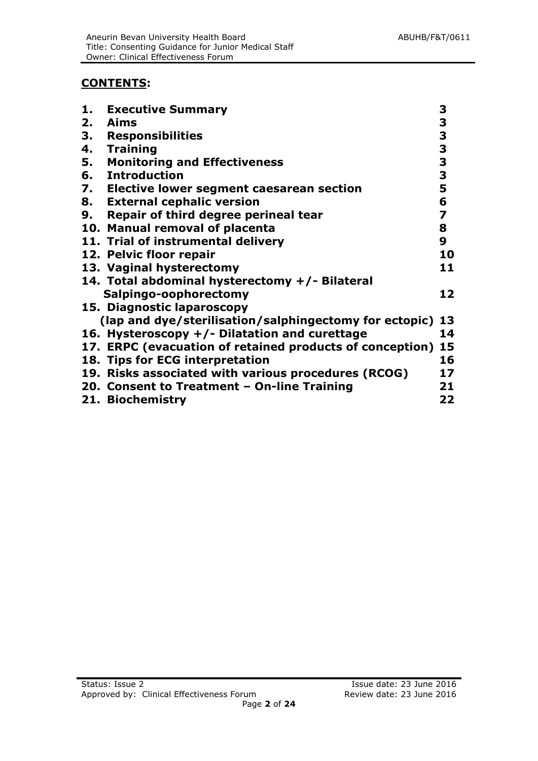## CONTENTS:

| | | |
|---|---|---|
| **1.** | **Executive Summary** | **3** |
| **2.** | **Aims** | **3** |
| **3.** | **Responsibilities** | **3** |
| **4.** | **Training** | **3** |
| **5.** | **Monitoring and Effectiveness** | **3** |
| **6.** | **Introduction** | **3** |
| **7.** | **Elective lower segment caesarean section** | **5** |
| **8.** | **External cephalic version** | **6** |
| **9.** | **Repair of third degree perineal tear** | **7** |
| **10.** | **Manual removal of placenta** | **8** |
| **11.** | **Trial of instrumental delivery** | **9** |
| **12.** | **Pelvic floor repair** | **10** |
| **13.** | **Vaginal hysterectomy** | **11** |
| **14.** | **Total abdominal hysterectomy +/- Bilateral Salpingo-oophorectomy** | **12** |
| **15.** | **Diagnostic laparoscopy (lap and dye/sterilisation/salphingectomy for ectopic)** | **13** |
| **16.** | **Hysteroscopy +/- Dilatation and curettage** | **14** |
| **17.** | **ERPC (evacuation of retained products of conception)** | **15** |
| **18.** | **Tips for ECG interpretation** | **16** |
| **19.** | **Risks associated with various procedures (RCOG)** | **17** |
| **20.** | **Consent to Treatment – On-line Training** | **21** |
| **21.** | **Biochemistry** | **22** |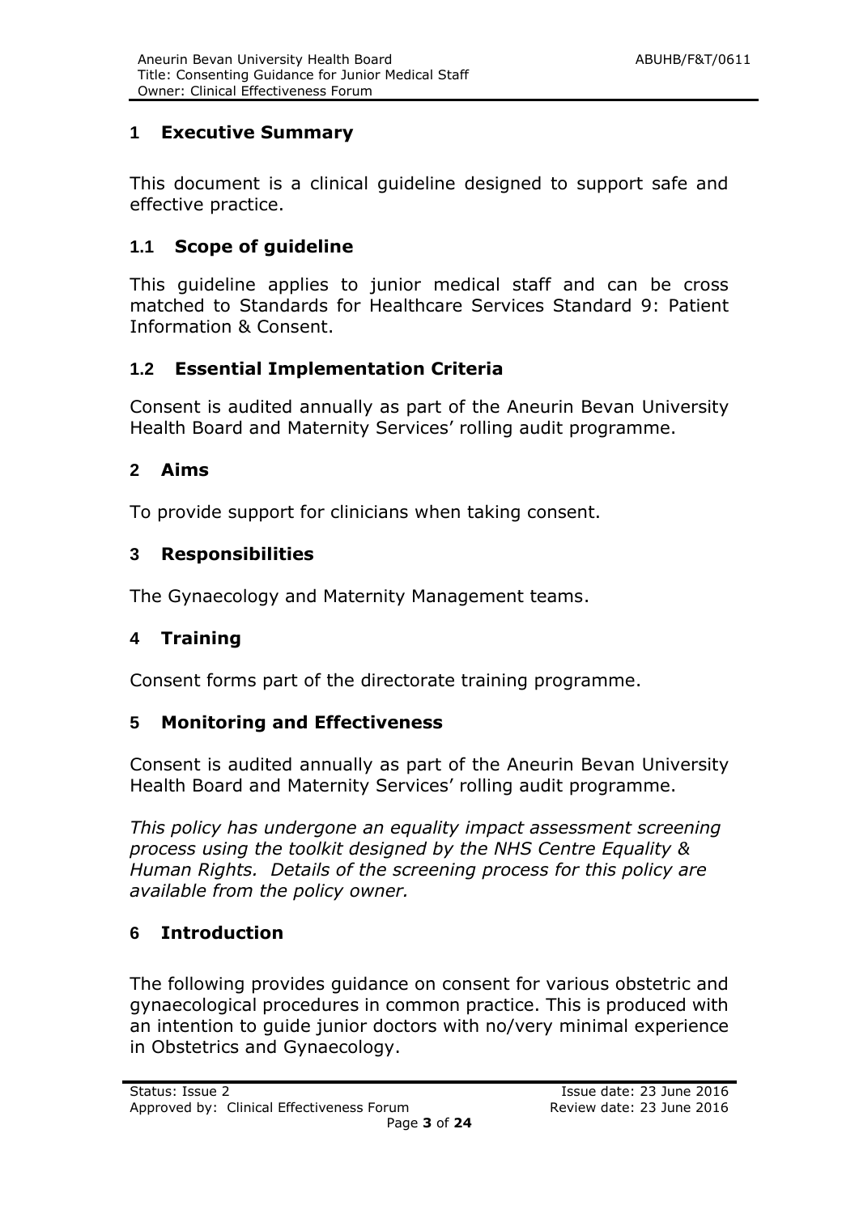## 1 Executive Summary

This document is a clinical guideline designed to support safe and effective practice.

### 1.1 Scope of guideline

This guideline applies to junior medical staff and can be cross matched to Standards for Healthcare Services Standard 9: Patient Information & Consent.

### 1.2 Essential Implementation Criteria

Consent is audited annually as part of the Aneurin Bevan University Health Board and Maternity Services' rolling audit programme.

## 2 Aims

To provide support for clinicians when taking consent.

## 3 Responsibilities

The Gynaecology and Maternity Management teams.

## 4 Training

Consent forms part of the directorate training programme.

## 5 Monitoring and Effectiveness

Consent is audited annually as part of the Aneurin Bevan University Health Board and Maternity Services' rolling audit programme.

*This policy has undergone an equality impact assessment screening process using the toolkit designed by the NHS Centre Equality & Human Rights. Details of the screening process for this policy are available from the policy owner.*

## 6 Introduction

The following provides guidance on consent for various obstetric and gynaecological procedures in common practice. This is produced with an intention to guide junior doctors with no/very minimal experience in Obstetrics and Gynaecology.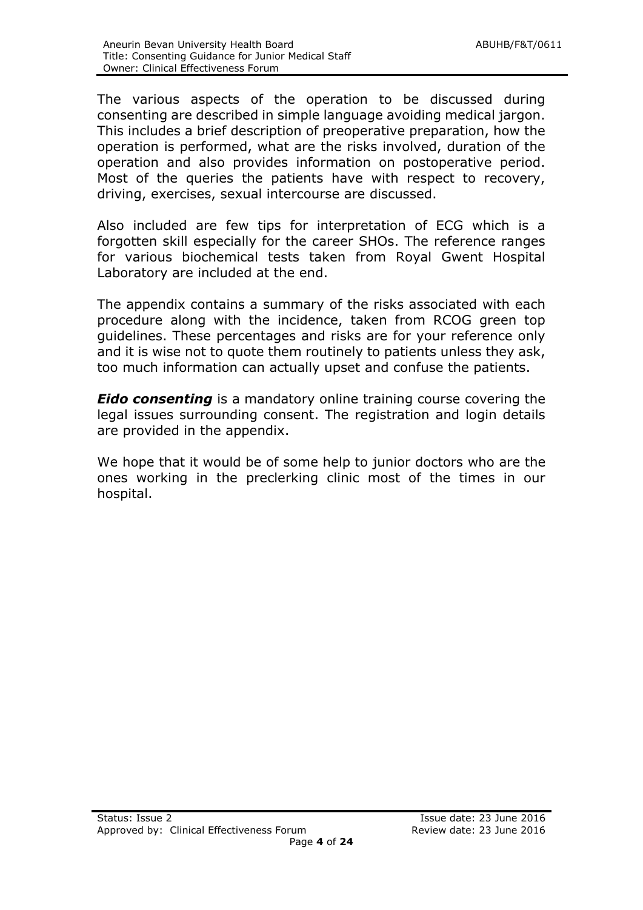The various aspects of the operation to be discussed during consenting are described in simple language avoiding medical jargon. This includes a brief description of preoperative preparation, how the operation is performed, what are the risks involved, duration of the operation and also provides information on postoperative period. Most of the queries the patients have with respect to recovery, driving, exercises, sexual intercourse are discussed.

Also included are few tips for interpretation of ECG which is a forgotten skill especially for the career SHOs. The reference ranges for various biochemical tests taken from Royal Gwent Hospital Laboratory are included at the end.

The appendix contains a summary of the risks associated with each procedure along with the incidence, taken from RCOG green top guidelines. These percentages and risks are for your reference only and it is wise not to quote them routinely to patients unless they ask, too much information can actually upset and confuse the patients.

***Eido consenting*** is a mandatory online training course covering the legal issues surrounding consent. The registration and login details are provided in the appendix.

We hope that it would be of some help to junior doctors who are the ones working in the preclerking clinic most of the times in our hospital.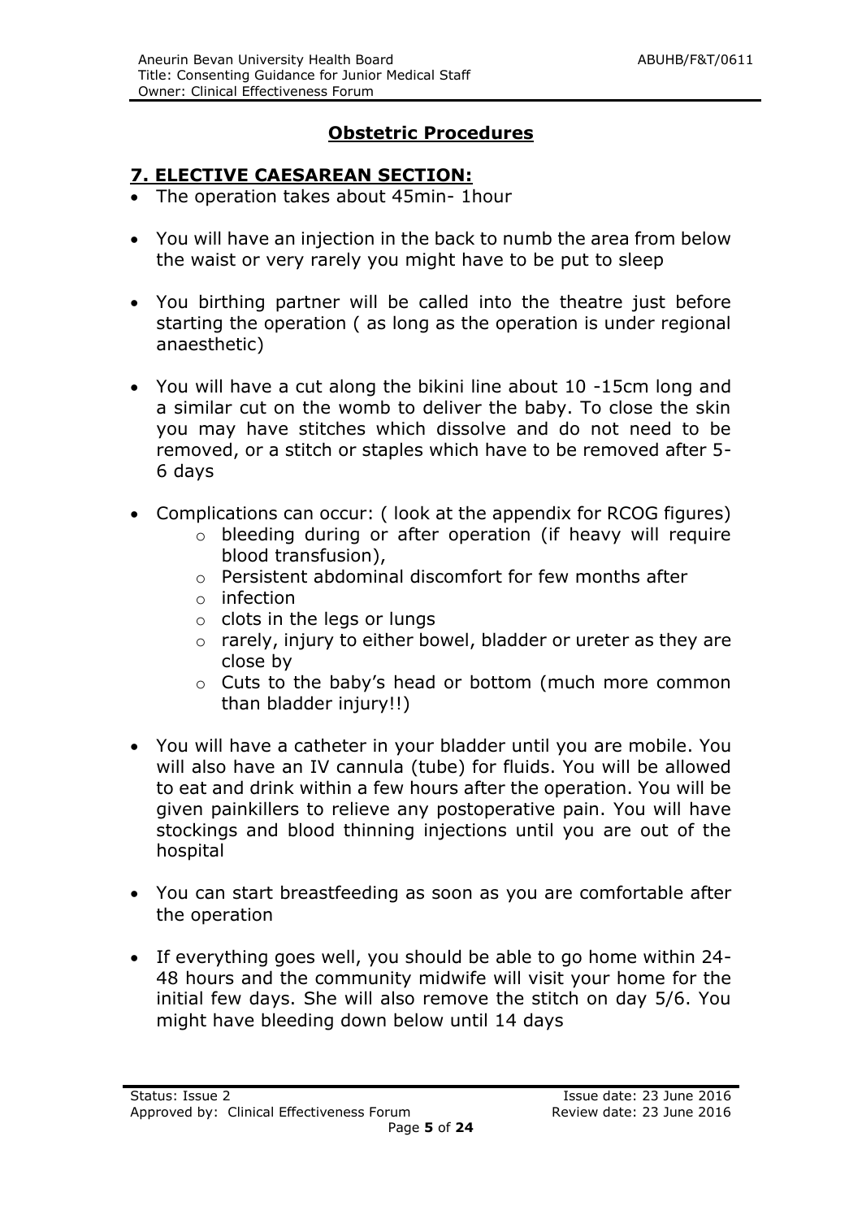## Obstetric Procedures

### 7. ELECTIVE CAESAREAN SECTION:

- The operation takes about 45min- 1hour
- You will have an injection in the back to numb the area from below the waist or very rarely you might have to be put to sleep
- You birthing partner will be called into the theatre just before starting the operation ( as long as the operation is under regional anaesthetic)
- You will have a cut along the bikini line about 10 -15cm long and a similar cut on the womb to deliver the baby. To close the skin you may have stitches which dissolve and do not need to be removed, or a stitch or staples which have to be removed after 5-6 days
- Complications can occur: ( look at the appendix for RCOG figures)
    - bleeding during or after operation (if heavy will require blood transfusion),
    - Persistent abdominal discomfort for few months after
    - infection
    - clots in the legs or lungs
    - rarely, injury to either bowel, bladder or ureter as they are close by
    - Cuts to the baby's head or bottom (much more common than bladder injury!!)
- You will have a catheter in your bladder until you are mobile. You will also have an IV cannula (tube) for fluids. You will be allowed to eat and drink within a few hours after the operation. You will be given painkillers to relieve any postoperative pain. You will have stockings and blood thinning injections until you are out of the hospital
- You can start breastfeeding as soon as you are comfortable after the operation
- If everything goes well, you should be able to go home within 24-48 hours and the community midwife will visit your home for the initial few days. She will also remove the stitch on day 5/6. You might have bleeding down below until 14 days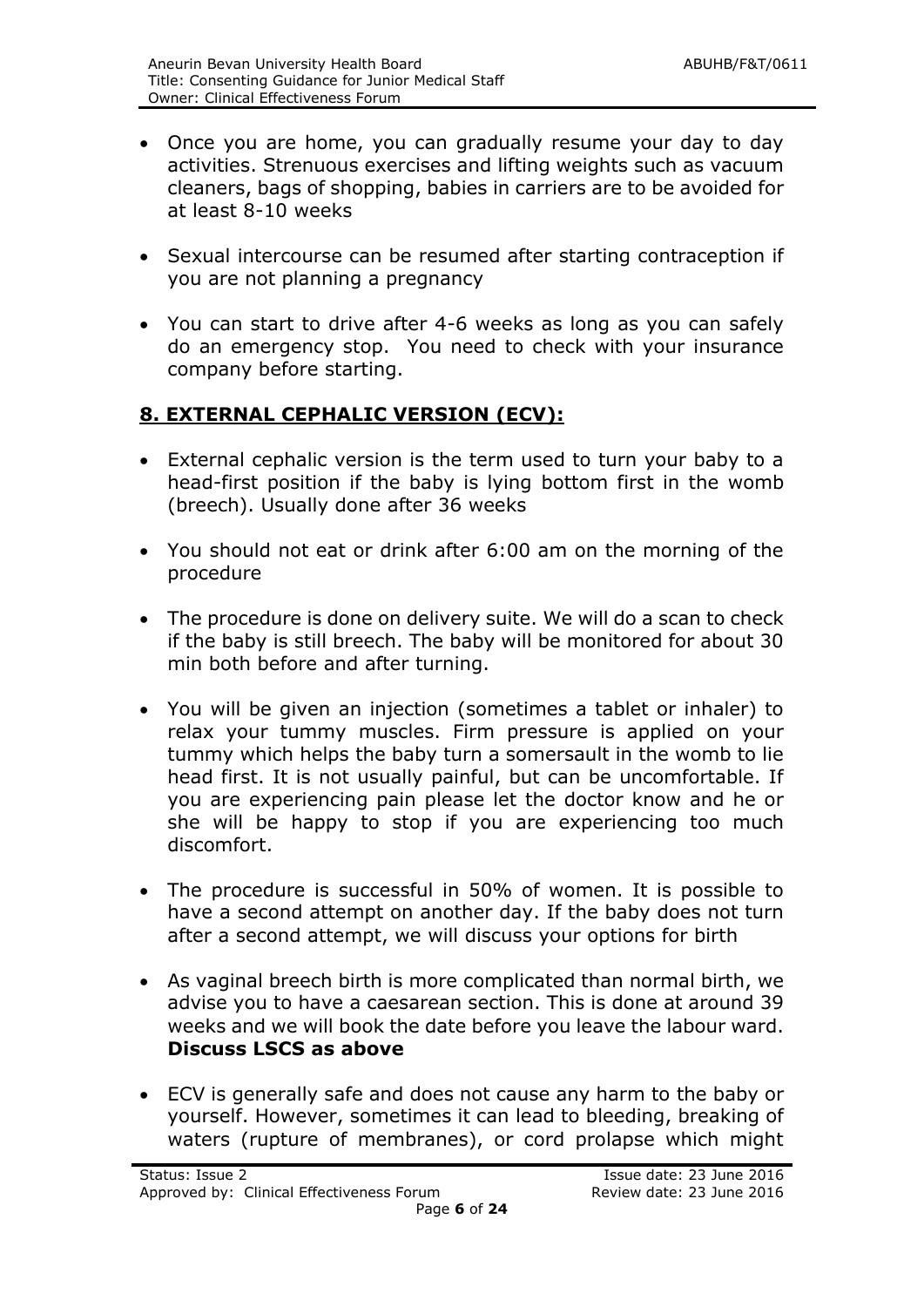- Once you are home, you can gradually resume your day to day activities. Strenuous exercises and lifting weights such as vacuum cleaners, bags of shopping, babies in carriers are to be avoided for at least 8-10 weeks

- Sexual intercourse can be resumed after starting contraception if you are not planning a pregnancy

- You can start to drive after 4-6 weeks as long as you can safely do an emergency stop. You need to check with your insurance company before starting.

## 8. EXTERNAL CEPHALIC VERSION (ECV):

- External cephalic version is the term used to turn your baby to a head-first position if the baby is lying bottom first in the womb (breech). Usually done after 36 weeks

- You should not eat or drink after 6:00 am on the morning of the procedure

- The procedure is done on delivery suite. We will do a scan to check if the baby is still breech. The baby will be monitored for about 30 min both before and after turning.

- You will be given an injection (sometimes a tablet or inhaler) to relax your tummy muscles. Firm pressure is applied on your tummy which helps the baby turn a somersault in the womb to lie head first. It is not usually painful, but can be uncomfortable. If you are experiencing pain please let the doctor know and he or she will be happy to stop if you are experiencing too much discomfort.

- The procedure is successful in 50% of women. It is possible to have a second attempt on another day. If the baby does not turn after a second attempt, we will discuss your options for birth

- As vaginal breech birth is more complicated than normal birth, we advise you to have a caesarean section. This is done at around 39 weeks and we will book the date before you leave the labour ward. **Discuss LSCS as above**

- ECV is generally safe and does not cause any harm to the baby or yourself. However, sometimes it can lead to bleeding, breaking of waters (rupture of membranes), or cord prolapse which might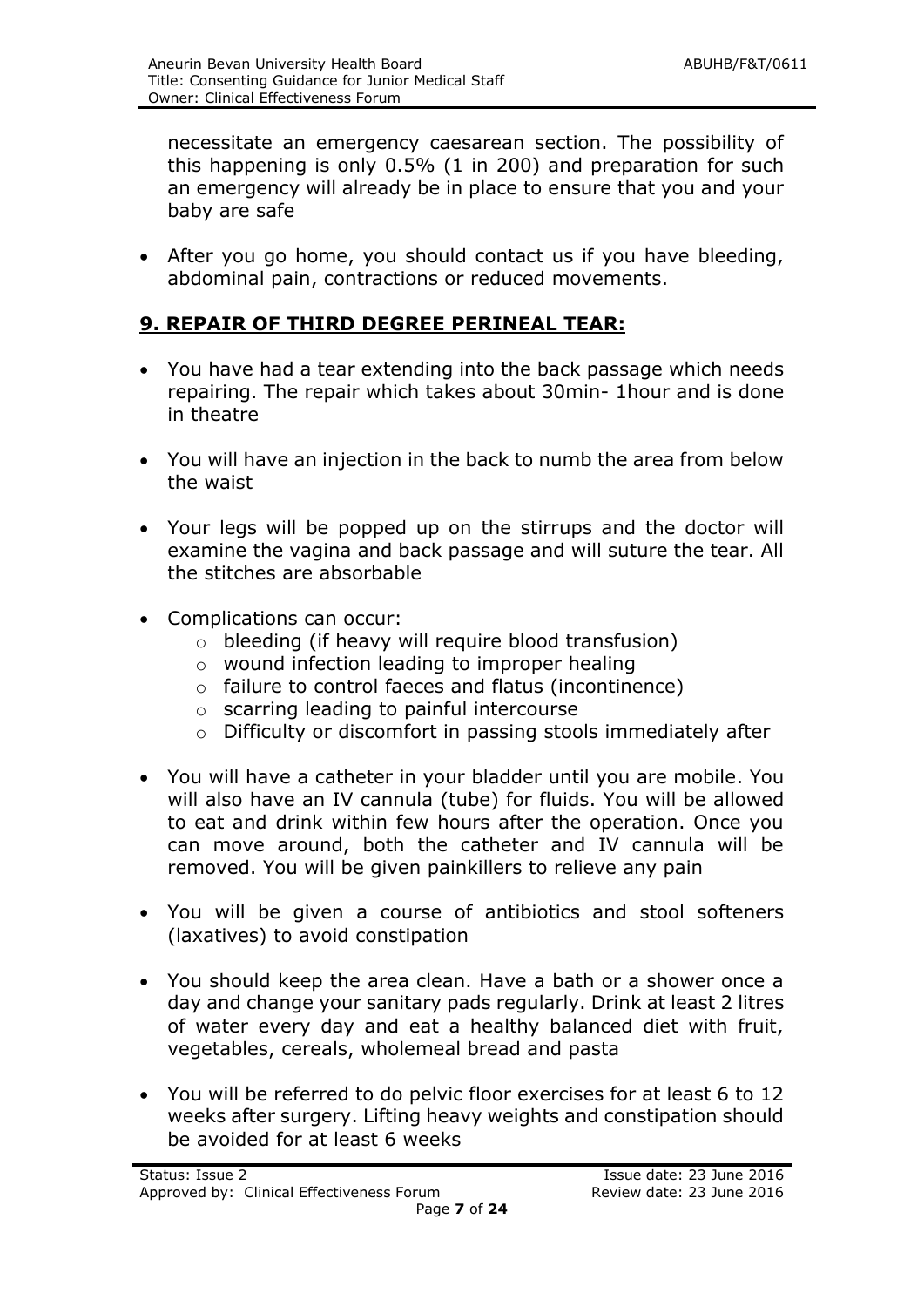necessitate an emergency caesarean section. The possibility of this happening is only 0.5% (1 in 200) and preparation for such an emergency will already be in place to ensure that you and your baby are safe

- After you go home, you should contact us if you have bleeding, abdominal pain, contractions or reduced movements.

## 9. REPAIR OF THIRD DEGREE PERINEAL TEAR:

- You have had a tear extending into the back passage which needs repairing. The repair which takes about 30min- 1hour and is done in theatre
- You will have an injection in the back to numb the area from below the waist
- Your legs will be popped up on the stirrups and the doctor will examine the vagina and back passage and will suture the tear. All the stitches are absorbable
- Complications can occur:
  - bleeding (if heavy will require blood transfusion)
  - wound infection leading to improper healing
  - failure to control faeces and flatus (incontinence)
  - scarring leading to painful intercourse
  - Difficulty or discomfort in passing stools immediately after
- You will have a catheter in your bladder until you are mobile. You will also have an IV cannula (tube) for fluids. You will be allowed to eat and drink within few hours after the operation. Once you can move around, both the catheter and IV cannula will be removed. You will be given painkillers to relieve any pain
- You will be given a course of antibiotics and stool softeners (laxatives) to avoid constipation
- You should keep the area clean. Have a bath or a shower once a day and change your sanitary pads regularly. Drink at least 2 litres of water every day and eat a healthy balanced diet with fruit, vegetables, cereals, wholemeal bread and pasta
- You will be referred to do pelvic floor exercises for at least 6 to 12 weeks after surgery. Lifting heavy weights and constipation should be avoided for at least 6 weeks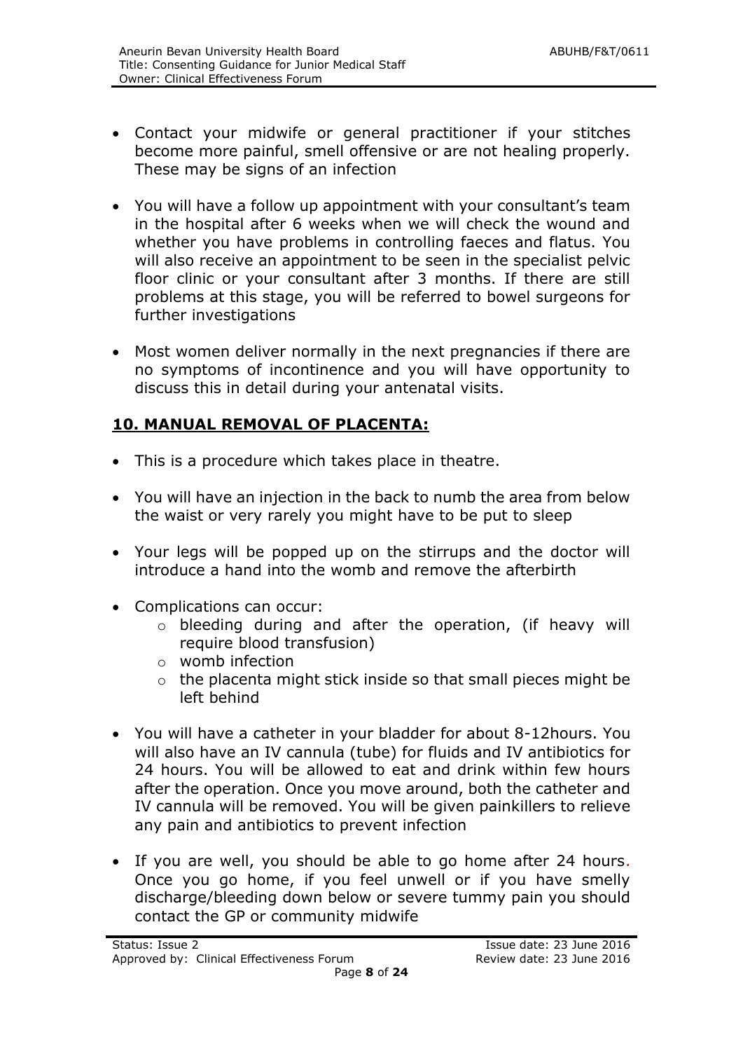- Contact your midwife or general practitioner if your stitches become more painful, smell offensive or are not healing properly. These may be signs of an infection

- You will have a follow up appointment with your consultant's team in the hospital after 6 weeks when we will check the wound and whether you have problems in controlling faeces and flatus. You will also receive an appointment to be seen in the specialist pelvic floor clinic or your consultant after 3 months. If there are still problems at this stage, you will be referred to bowel surgeons for further investigations

- Most women deliver normally in the next pregnancies if there are no symptoms of incontinence and you will have opportunity to discuss this in detail during your antenatal visits.

## **10. MANUAL REMOVAL OF PLACENTA:**

- This is a procedure which takes place in theatre.

- You will have an injection in the back to numb the area from below the waist or very rarely you might have to be put to sleep

- Your legs will be popped up on the stirrups and the doctor will introduce a hand into the womb and remove the afterbirth

- Complications can occur:
  - bleeding during and after the operation, (if heavy will require blood transfusion)
  - womb infection
  - the placenta might stick inside so that small pieces might be left behind

- You will have a catheter in your bladder for about 8-12hours. You will also have an IV cannula (tube) for fluids and IV antibiotics for 24 hours. You will be allowed to eat and drink within few hours after the operation. Once you move around, both the catheter and IV cannula will be removed. You will be given painkillers to relieve any pain and antibiotics to prevent infection

- If you are well, you should be able to go home after 24 hours. Once you go home, if you feel unwell or if you have smelly discharge/bleeding down below or severe tummy pain you should contact the GP or community midwife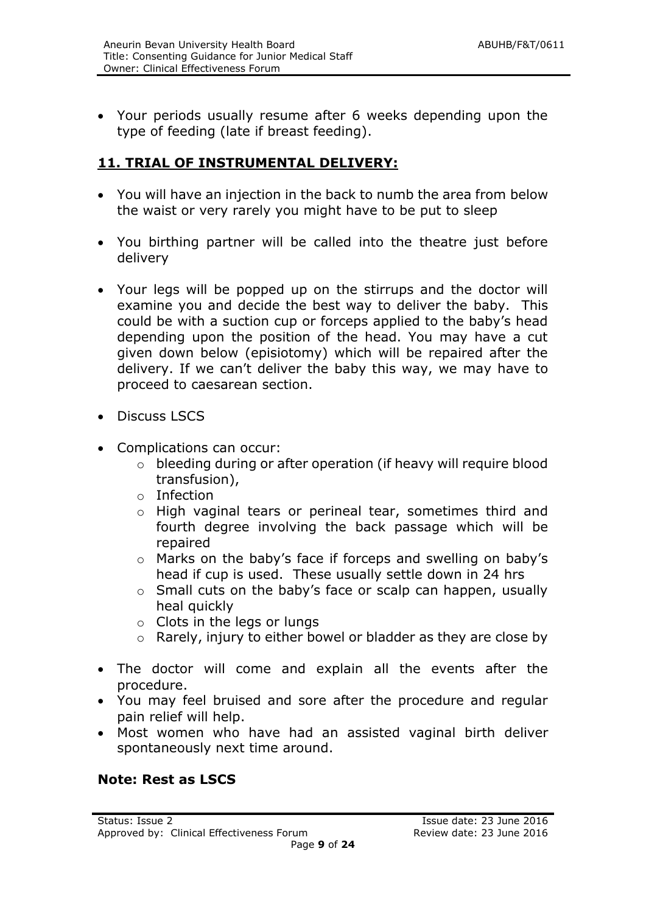- Your periods usually resume after 6 weeks depending upon the type of feeding (late if breast feeding).

## 11. TRIAL OF INSTRUMENTAL DELIVERY:

- You will have an injection in the back to numb the area from below the waist or very rarely you might have to be put to sleep

- You birthing partner will be called into the theatre just before delivery

- Your legs will be popped up on the stirrups and the doctor will examine you and decide the best way to deliver the baby. This could be with a suction cup or forceps applied to the baby's head depending upon the position of the head. You may have a cut given down below (episiotomy) which will be repaired after the delivery. If we can't deliver the baby this way, we may have to proceed to caesarean section.

- Discuss LSCS

- Complications can occur:
    - bleeding during or after operation (if heavy will require blood transfusion),
    - Infection
    - High vaginal tears or perineal tear, sometimes third and fourth degree involving the back passage which will be repaired
    - Marks on the baby's face if forceps and swelling on baby's head if cup is used. These usually settle down in 24 hrs
    - Small cuts on the baby's face or scalp can happen, usually heal quickly
    - Clots in the legs or lungs
    - Rarely, injury to either bowel or bladder as they are close by

- The doctor will come and explain all the events after the procedure.
- You may feel bruised and sore after the procedure and regular pain relief will help.
- Most women who have had an assisted vaginal birth deliver spontaneously next time around.

**Note: Rest as LSCS**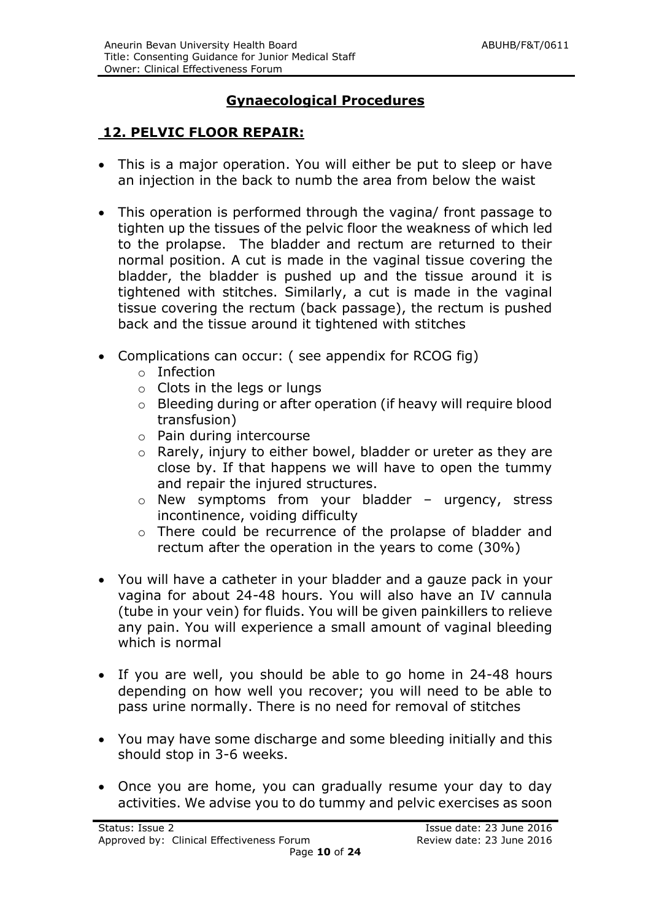## Gynaecological Procedures

### 12. PELVIC FLOOR REPAIR:

- This is a major operation. You will either be put to sleep or have an injection in the back to numb the area from below the waist

- This operation is performed through the vagina/ front passage to tighten up the tissues of the pelvic floor the weakness of which led to the prolapse. The bladder and rectum are returned to their normal position. A cut is made in the vaginal tissue covering the bladder, the bladder is pushed up and the tissue around it is tightened with stitches. Similarly, a cut is made in the vaginal tissue covering the rectum (back passage), the rectum is pushed back and the tissue around it tightened with stitches

- Complications can occur: ( see appendix for RCOG fig)
    - Infection
    - Clots in the legs or lungs
    - Bleeding during or after operation (if heavy will require blood transfusion)
    - Pain during intercourse
    - Rarely, injury to either bowel, bladder or ureter as they are close by. If that happens we will have to open the tummy and repair the injured structures.
    - New symptoms from your bladder – urgency, stress incontinence, voiding difficulty
    - There could be recurrence of the prolapse of bladder and rectum after the operation in the years to come (30%)

- You will have a catheter in your bladder and a gauze pack in your vagina for about 24-48 hours. You will also have an IV cannula (tube in your vein) for fluids. You will be given painkillers to relieve any pain. You will experience a small amount of vaginal bleeding which is normal

- If you are well, you should be able to go home in 24-48 hours depending on how well you recover; you will need to be able to pass urine normally. There is no need for removal of stitches

- You may have some discharge and some bleeding initially and this should stop in 3-6 weeks.

- Once you are home, you can gradually resume your day to day activities. We advise you to do tummy and pelvic exercises as soon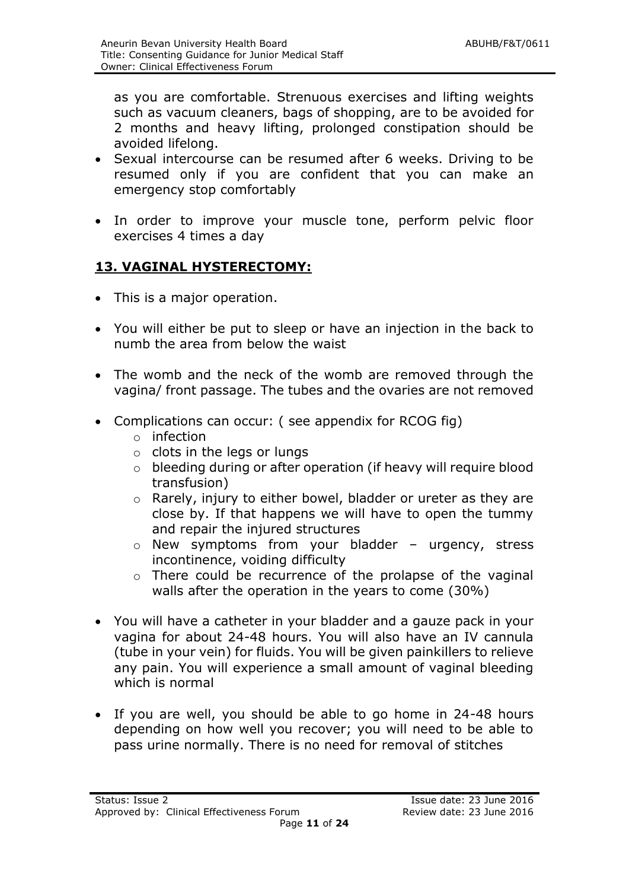as you are comfortable. Strenuous exercises and lifting weights such as vacuum cleaners, bags of shopping, are to be avoided for 2 months and heavy lifting, prolonged constipation should be avoided lifelong.

- Sexual intercourse can be resumed after 6 weeks. Driving to be resumed only if you are confident that you can make an emergency stop comfortably
- In order to improve your muscle tone, perform pelvic floor exercises 4 times a day

## 13. VAGINAL HYSTERECTOMY:

- This is a major operation.
- You will either be put to sleep or have an injection in the back to numb the area from below the waist
- The womb and the neck of the womb are removed through the vagina/ front passage. The tubes and the ovaries are not removed
- Complications can occur: ( see appendix for RCOG fig)
  - infection
  - clots in the legs or lungs
  - bleeding during or after operation (if heavy will require blood transfusion)
  - Rarely, injury to either bowel, bladder or ureter as they are close by. If that happens we will have to open the tummy and repair the injured structures
  - New symptoms from your bladder – urgency, stress incontinence, voiding difficulty
  - There could be recurrence of the prolapse of the vaginal walls after the operation in the years to come (30%)
- You will have a catheter in your bladder and a gauze pack in your vagina for about 24-48 hours. You will also have an IV cannula (tube in your vein) for fluids. You will be given painkillers to relieve any pain. You will experience a small amount of vaginal bleeding which is normal
- If you are well, you should be able to go home in 24-48 hours depending on how well you recover; you will need to be able to pass urine normally. There is no need for removal of stitches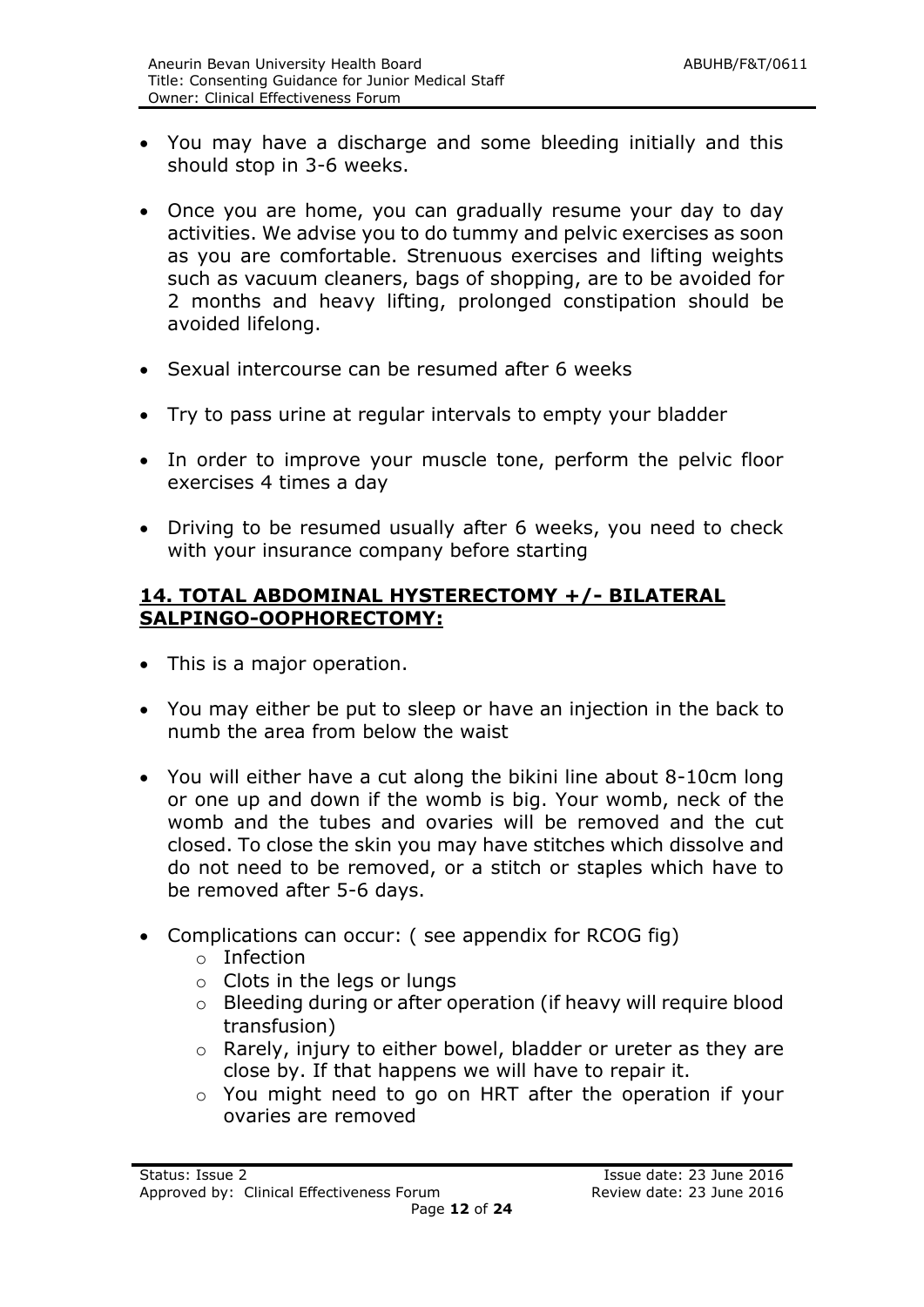- You may have a discharge and some bleeding initially and this should stop in 3-6 weeks.

- Once you are home, you can gradually resume your day to day activities. We advise you to do tummy and pelvic exercises as soon as you are comfortable. Strenuous exercises and lifting weights such as vacuum cleaners, bags of shopping, are to be avoided for 2 months and heavy lifting, prolonged constipation should be avoided lifelong.

- Sexual intercourse can be resumed after 6 weeks

- Try to pass urine at regular intervals to empty your bladder

- In order to improve your muscle tone, perform the pelvic floor exercises 4 times a day

- Driving to be resumed usually after 6 weeks, you need to check with your insurance company before starting

## 14. TOTAL ABDOMINAL HYSTERECTOMY +/- BILATERAL SALPINGO-OOPHORECTOMY:

- This is a major operation.

- You may either be put to sleep or have an injection in the back to numb the area from below the waist

- You will either have a cut along the bikini line about 8-10cm long or one up and down if the womb is big. Your womb, neck of the womb and the tubes and ovaries will be removed and the cut closed. To close the skin you may have stitches which dissolve and do not need to be removed, or a stitch or staples which have to be removed after 5-6 days.

- Complications can occur: ( see appendix for RCOG fig)
  - Infection
  - Clots in the legs or lungs
  - Bleeding during or after operation (if heavy will require blood transfusion)
  - Rarely, injury to either bowel, bladder or ureter as they are close by. If that happens we will have to repair it.
  - You might need to go on HRT after the operation if your ovaries are removed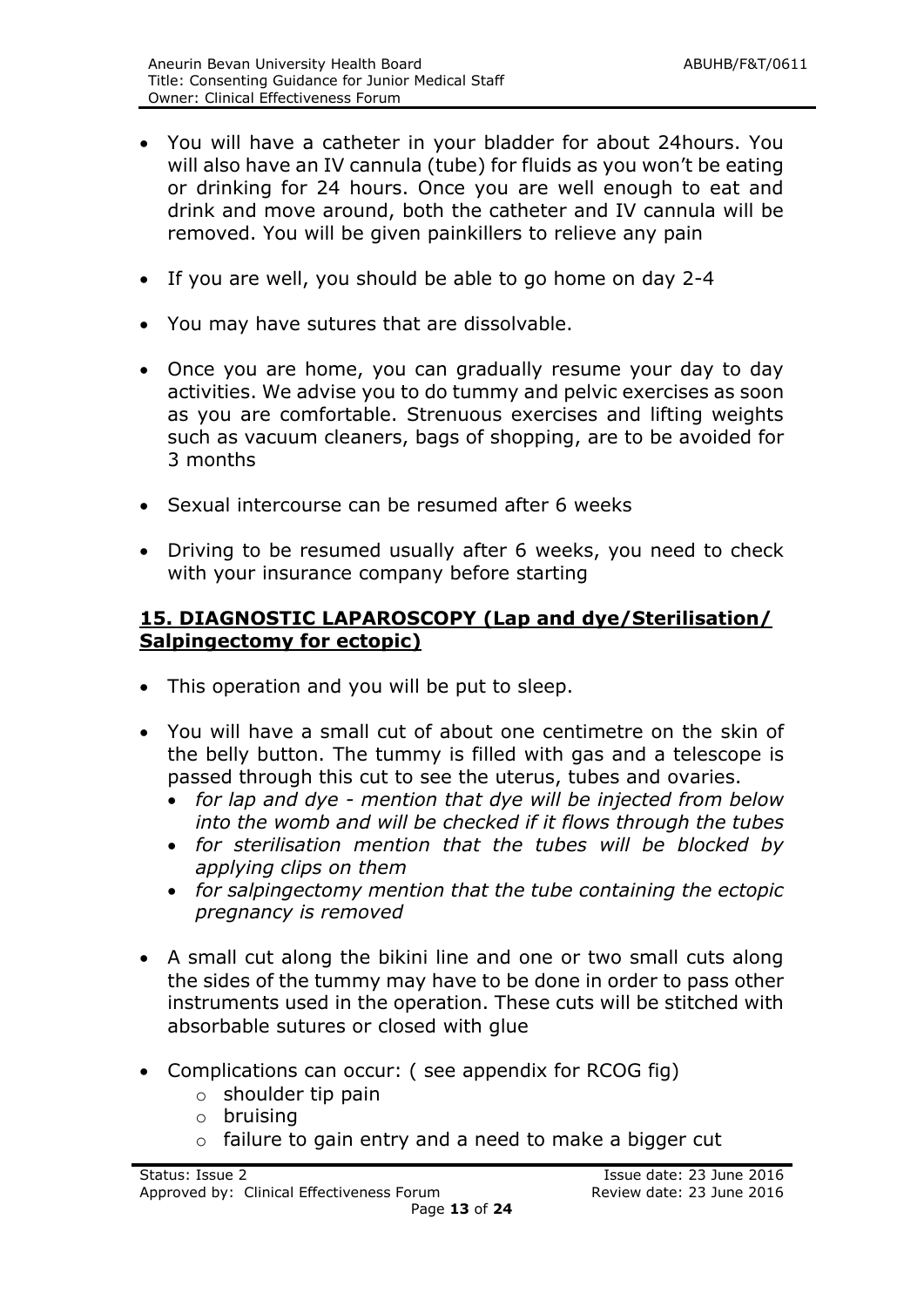- You will have a catheter in your bladder for about 24hours. You will also have an IV cannula (tube) for fluids as you won't be eating or drinking for 24 hours. Once you are well enough to eat and drink and move around, both the catheter and IV cannula will be removed. You will be given painkillers to relieve any pain

- If you are well, you should be able to go home on day 2-4

- You may have sutures that are dissolvable.

- Once you are home, you can gradually resume your day to day activities. We advise you to do tummy and pelvic exercises as soon as you are comfortable. Strenuous exercises and lifting weights such as vacuum cleaners, bags of shopping, are to be avoided for 3 months

- Sexual intercourse can be resumed after 6 weeks

- Driving to be resumed usually after 6 weeks, you need to check with your insurance company before starting

## **15. DIAGNOSTIC LAPAROSCOPY (Lap and dye/Sterilisation/ Salpingectomy for ectopic)**

- This operation and you will be put to sleep.

- You will have a small cut of about one centimetre on the skin of the belly button. The tummy is filled with gas and a telescope is passed through this cut to see the uterus, tubes and ovaries.
  - *for lap and dye - mention that dye will be injected from below into the womb and will be checked if it flows through the tubes*
  - *for sterilisation mention that the tubes will be blocked by applying clips on them*
  - *for salpingectomy mention that the tube containing the ectopic pregnancy is removed*

- A small cut along the bikini line and one or two small cuts along the sides of the tummy may have to be done in order to pass other instruments used in the operation. These cuts will be stitched with absorbable sutures or closed with glue

- Complications can occur: ( see appendix for RCOG fig)
  - shoulder tip pain
  - bruising
  - failure to gain entry and a need to make a bigger cut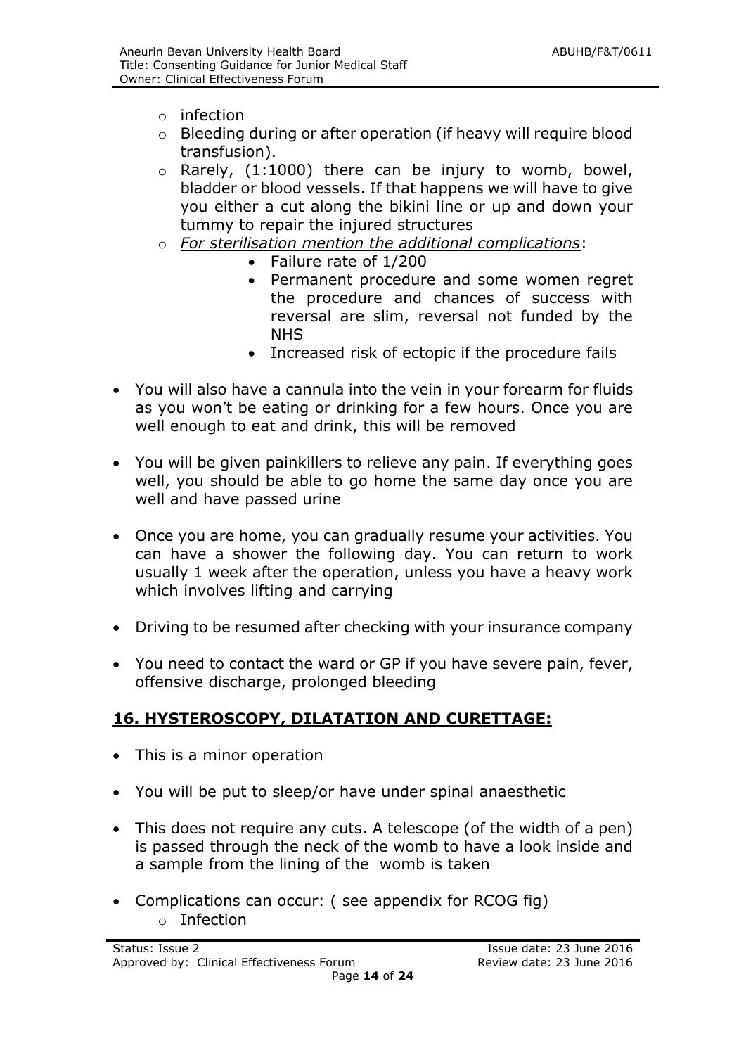- infection
- Bleeding during or after operation (if heavy will require blood transfusion).
- Rarely, (1:1000) there can be injury to womb, bowel, bladder or blood vessels. If that happens we will have to give you either a cut along the bikini line or up and down your tummy to repair the injured structures
- *For sterilisation mention the additional complications*:
    - Failure rate of 1/200
    - Permanent procedure and some women regret the procedure and chances of success with reversal are slim, reversal not funded by the NHS
    - Increased risk of ectopic if the procedure fails

- You will also have a cannula into the vein in your forearm for fluids as you won't be eating or drinking for a few hours. Once you are well enough to eat and drink, this will be removed

- You will be given painkillers to relieve any pain. If everything goes well, you should be able to go home the same day once you are well and have passed urine

- Once you are home, you can gradually resume your activities. You can have a shower the following day. You can return to work usually 1 week after the operation, unless you have a heavy work which involves lifting and carrying

- Driving to be resumed after checking with your insurance company

- You need to contact the ward or GP if you have severe pain, fever, offensive discharge, prolonged bleeding

## 16. HYSTEROSCOPY, DILATATION AND CURETTAGE:

- This is a minor operation

- You will be put to sleep/or have under spinal anaesthetic

- This does not require any cuts. A telescope (of the width of a pen) is passed through the neck of the womb to have a look inside and a sample from the lining of the womb is taken

- Complications can occur: ( see appendix for RCOG fig)
    - Infection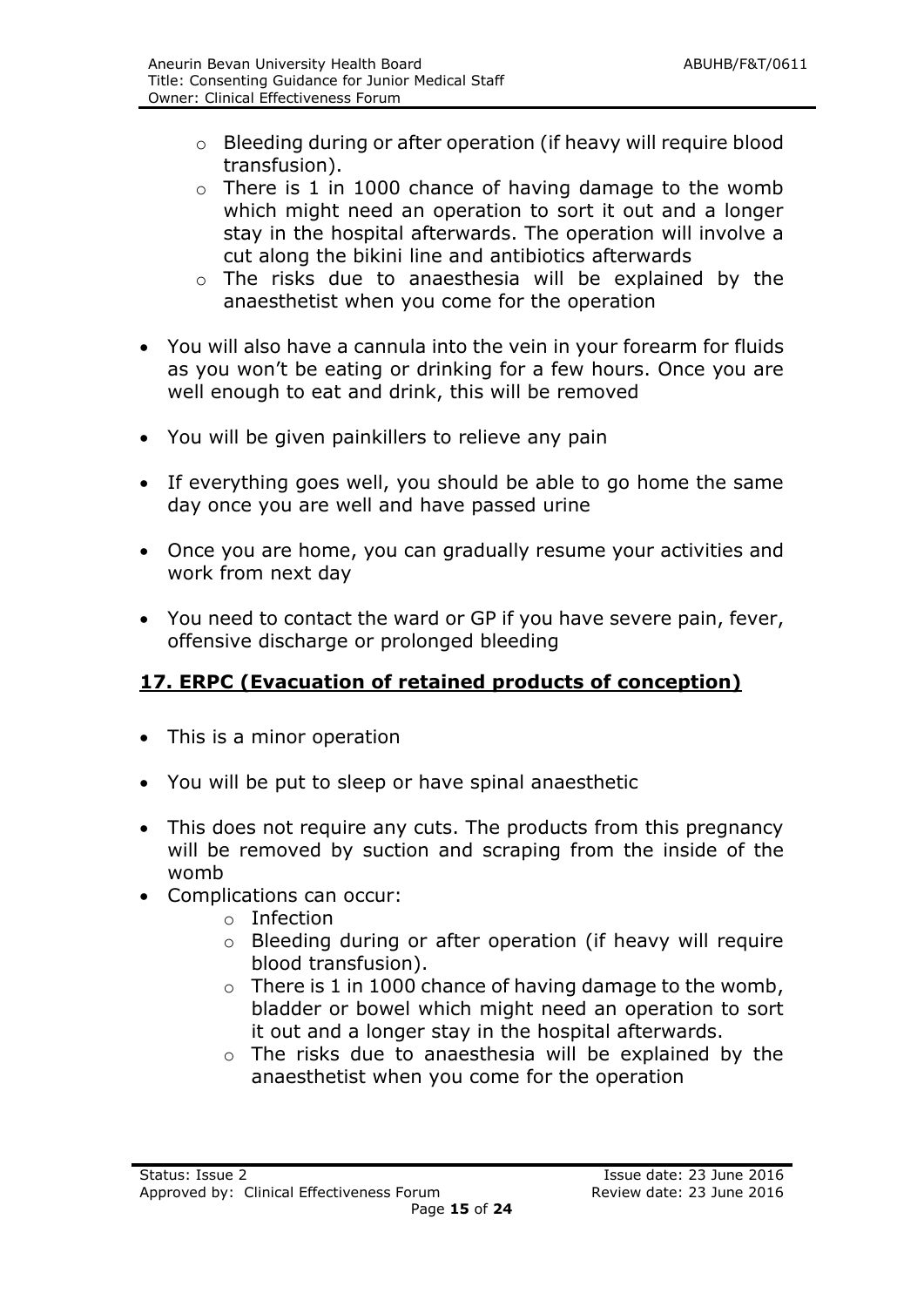- Bleeding during or after operation (if heavy will require blood transfusion).
    - There is 1 in 1000 chance of having damage to the womb which might need an operation to sort it out and a longer stay in the hospital afterwards. The operation will involve a cut along the bikini line and antibiotics afterwards
    - The risks due to anaesthesia will be explained by the anaesthetist when you come for the operation

- You will also have a cannula into the vein in your forearm for fluids as you won't be eating or drinking for a few hours. Once you are well enough to eat and drink, this will be removed

- You will be given painkillers to relieve any pain

- If everything goes well, you should be able to go home the same day once you are well and have passed urine

- Once you are home, you can gradually resume your activities and work from next day

- You need to contact the ward or GP if you have severe pain, fever, offensive discharge or prolonged bleeding

## 17. ERPC (Evacuation of retained products of conception)

- This is a minor operation

- You will be put to sleep or have spinal anaesthetic

- This does not require any cuts. The products from this pregnancy will be removed by suction and scraping from the inside of the womb
- Complications can occur:
    - Infection
    - Bleeding during or after operation (if heavy will require blood transfusion).
    - There is 1 in 1000 chance of having damage to the womb, bladder or bowel which might need an operation to sort it out and a longer stay in the hospital afterwards.
    - The risks due to anaesthesia will be explained by the anaesthetist when you come for the operation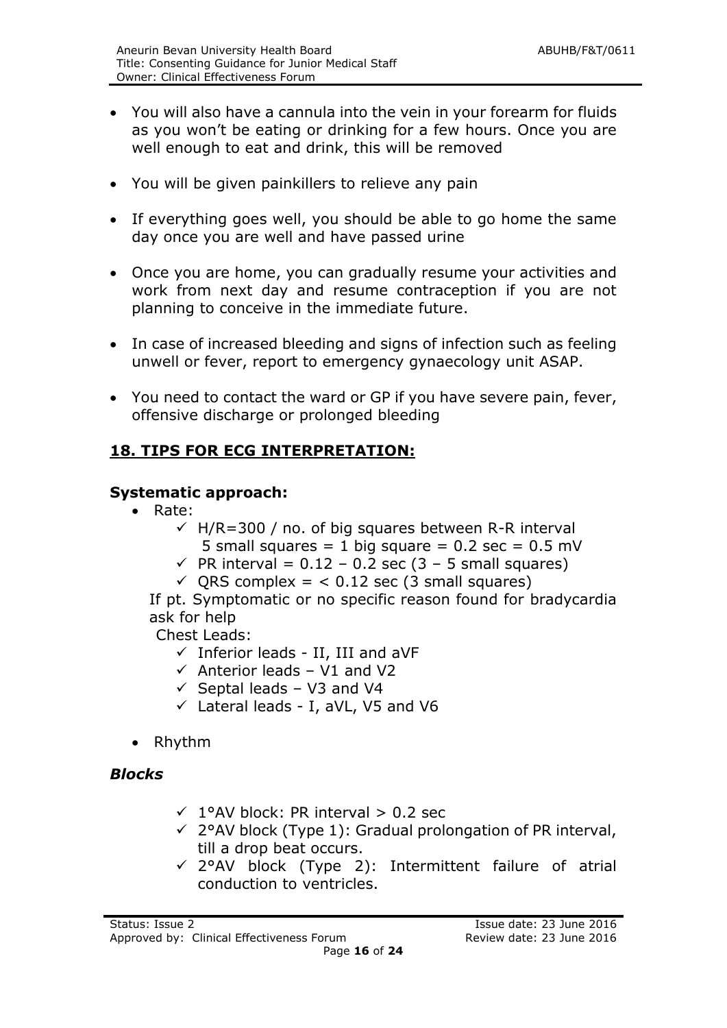- You will also have a cannula into the vein in your forearm for fluids as you won't be eating or drinking for a few hours. Once you are well enough to eat and drink, this will be removed

- You will be given painkillers to relieve any pain

- If everything goes well, you should be able to go home the same day once you are well and have passed urine

- Once you are home, you can gradually resume your activities and work from next day and resume contraception if you are not planning to conceive in the immediate future.

- In case of increased bleeding and signs of infection such as feeling unwell or fever, report to emergency gynaecology unit ASAP.

- You need to contact the ward or GP if you have severe pain, fever, offensive discharge or prolonged bleeding

## 18. TIPS FOR ECG INTERPRETATION:

### Systematic approach:

- Rate:
  - ✓ H/R=300 / no. of big squares between R-R interval
    5 small squares = 1 big square = 0.2 sec = 0.5 mV
  - ✓ PR interval = 0.12 – 0.2 sec (3 – 5 small squares)
  - ✓ QRS complex = < 0.12 sec (3 small squares)

  If pt. Symptomatic or no specific reason found for bradycardia ask for help

  Chest Leads:
  - ✓ Inferior leads - II, III and aVF
  - ✓ Anterior leads – V1 and V2
  - ✓ Septal leads – V3 and V4
  - ✓ Lateral leads - I, aVL, V5 and V6

- Rhythm

### *Blocks*

- ✓ 1°AV block: PR interval > 0.2 sec
- ✓ 2°AV block (Type 1): Gradual prolongation of PR interval, till a drop beat occurs.
- ✓ 2°AV block (Type 2): Intermittent failure of atrial conduction to ventricles.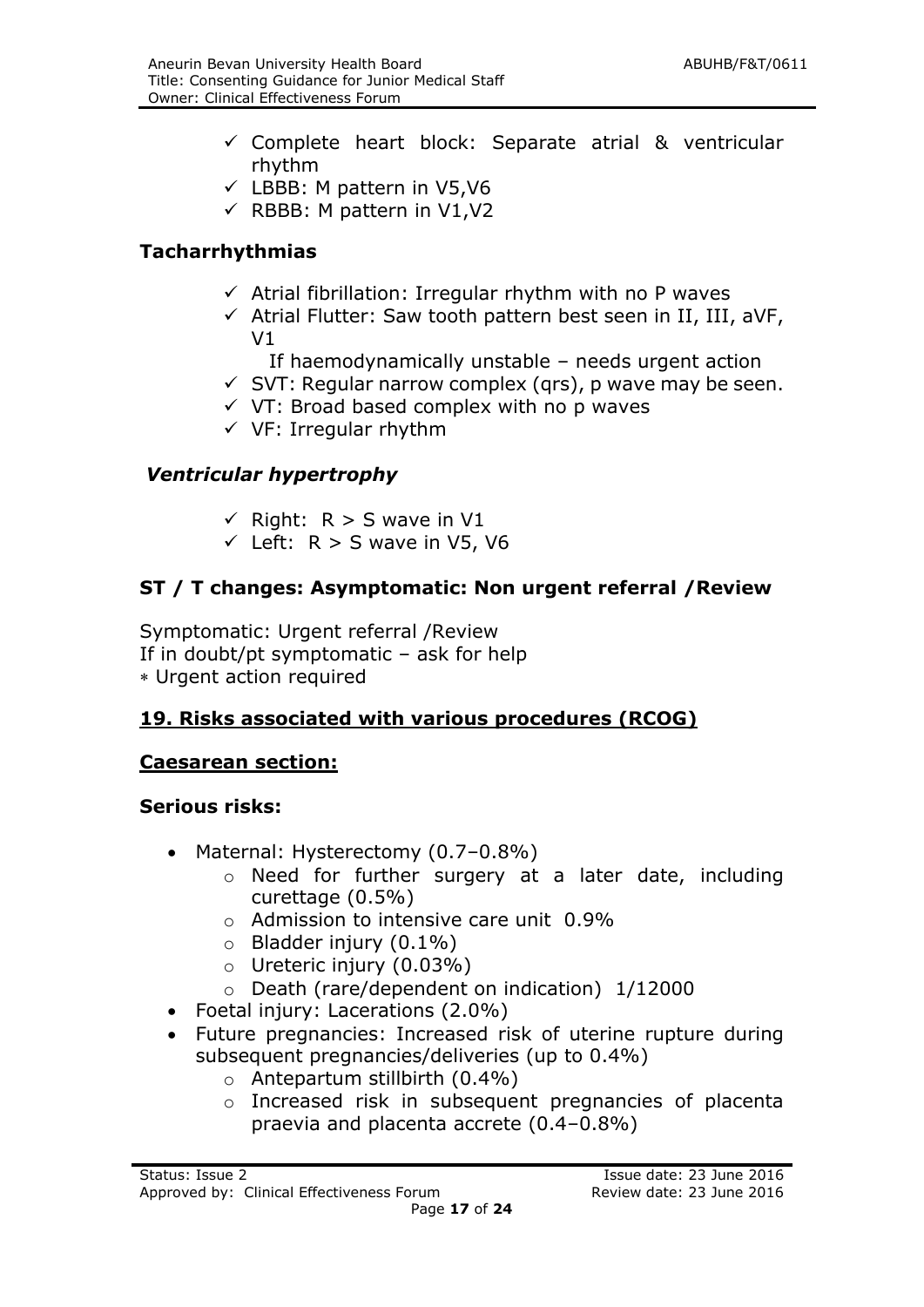- ✓ Complete heart block: Separate atrial & ventricular rhythm
- ✓ LBBB: M pattern in V5,V6
- ✓ RBBB: M pattern in V1,V2

### Tacharrhythmias

- ✓ Atrial fibrillation: Irregular rhythm with no P waves
- ✓ Atrial Flutter: Saw tooth pattern best seen in II, III, aVF, V1

  If haemodynamically unstable – needs urgent action
- ✓ SVT: Regular narrow complex (qrs), p wave may be seen.
- ✓ VT: Broad based complex with no p waves
- ✓ VF: Irregular rhythm

### *Ventricular hypertrophy*

- ✓ Right: R > S wave in V1
- ✓ Left: R > S wave in V5, V6

### ST / T changes: Asymptomatic: Non urgent referral /Review

Symptomatic: Urgent referral /Review
If in doubt/pt symptomatic – ask for help
∗ Urgent action required

## 19. Risks associated with various procedures (RCOG)

### Caesarean section:

**Serious risks:**

- Maternal: Hysterectomy (0.7–0.8%)
  - Need for further surgery at a later date, including curettage (0.5%)
  - Admission to intensive care unit 0.9%
  - Bladder injury (0.1%)
  - Ureteric injury (0.03%)
  - Death (rare/dependent on indication) 1/12000
- Foetal injury: Lacerations (2.0%)
- Future pregnancies: Increased risk of uterine rupture during subsequent pregnancies/deliveries (up to 0.4%)
  - Antepartum stillbirth (0.4%)
  - Increased risk in subsequent pregnancies of placenta praevia and placenta accrete (0.4–0.8%)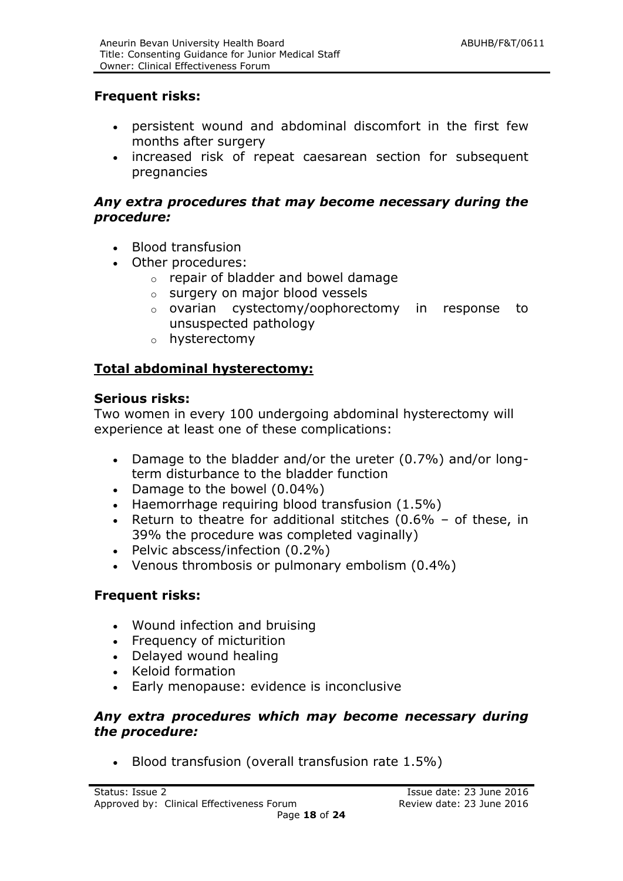**Frequent risks:**

- persistent wound and abdominal discomfort in the first few months after surgery
- increased risk of repeat caesarean section for subsequent pregnancies

***Any extra procedures that may become necessary during the procedure:***

- Blood transfusion
- Other procedures:
    - repair of bladder and bowel damage
    - surgery on major blood vessels
    - ovarian cystectomy/oophorectomy in response to unsuspected pathology
    - hysterectomy

**<u>Total abdominal hysterectomy:</u>**

**Serious risks:**

Two women in every 100 undergoing abdominal hysterectomy will experience at least one of these complications:

- Damage to the bladder and/or the ureter (0.7%) and/or long-term disturbance to the bladder function
- Damage to the bowel (0.04%)
- Haemorrhage requiring blood transfusion (1.5%)
- Return to theatre for additional stitches (0.6% – of these, in 39% the procedure was completed vaginally)
- Pelvic abscess/infection (0.2%)
- Venous thrombosis or pulmonary embolism (0.4%)

**Frequent risks:**

- Wound infection and bruising
- Frequency of micturition
- Delayed wound healing
- Keloid formation
- Early menopause: evidence is inconclusive

***Any extra procedures which may become necessary during the procedure:***

- Blood transfusion (overall transfusion rate 1.5%)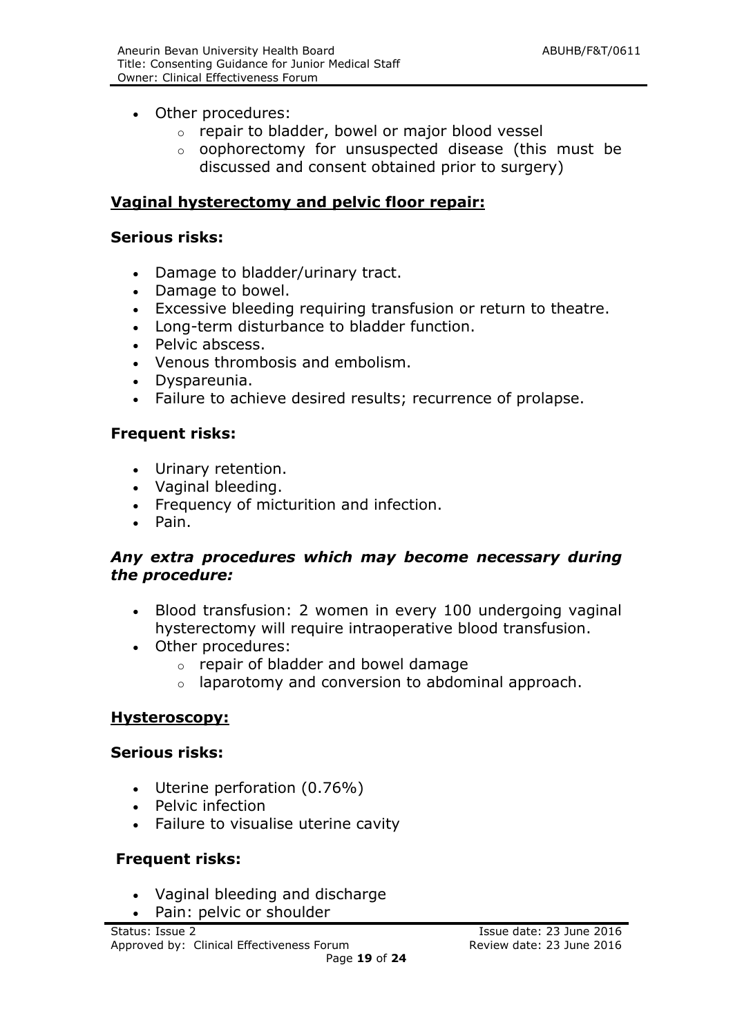- Other procedures:
    - repair to bladder, bowel or major blood vessel
    - oophorectomy for unsuspected disease (this must be discussed and consent obtained prior to surgery)

## Vaginal hysterectomy and pelvic floor repair:

### Serious risks:

- Damage to bladder/urinary tract.
- Damage to bowel.
- Excessive bleeding requiring transfusion or return to theatre.
- Long-term disturbance to bladder function.
- Pelvic abscess.
- Venous thrombosis and embolism.
- Dyspareunia.
- Failure to achieve desired results; recurrence of prolapse.

### Frequent risks:

- Urinary retention.
- Vaginal bleeding.
- Frequency of micturition and infection.
- Pain.

### *Any extra procedures which may become necessary during the procedure:*

- Blood transfusion: 2 women in every 100 undergoing vaginal hysterectomy will require intraoperative blood transfusion.
- Other procedures:
    - repair of bladder and bowel damage
    - laparotomy and conversion to abdominal approach.

## Hysteroscopy:

### Serious risks:

- Uterine perforation (0.76%)
- Pelvic infection
- Failure to visualise uterine cavity

### Frequent risks:

- Vaginal bleeding and discharge
- Pain: pelvic or shoulder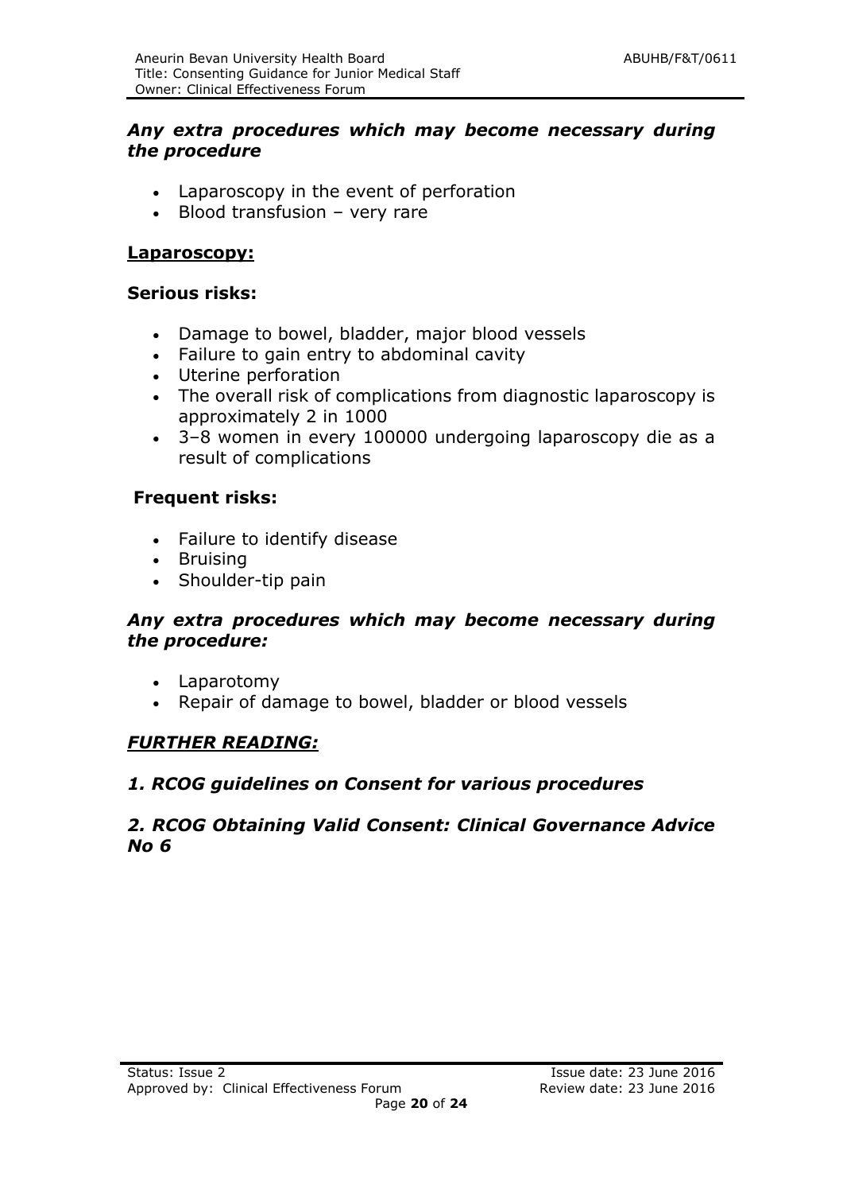***Any extra procedures which may become necessary during the procedure***

- Laparoscopy in the event of perforation
- Blood transfusion – very rare

**Laparoscopy:**

**Serious risks:**

- Damage to bowel, bladder, major blood vessels
- Failure to gain entry to abdominal cavity
- Uterine perforation
- The overall risk of complications from diagnostic laparoscopy is approximately 2 in 1000
- 3–8 women in every 100000 undergoing laparoscopy die as a result of complications

**Frequent risks:**

- Failure to identify disease
- Bruising
- Shoulder-tip pain

***Any extra procedures which may become necessary during the procedure:***

- Laparotomy
- Repair of damage to bowel, bladder or blood vessels

***FURTHER READING:***

***1. RCOG guidelines on Consent for various procedures***

***2. RCOG Obtaining Valid Consent: Clinical Governance Advice No 6***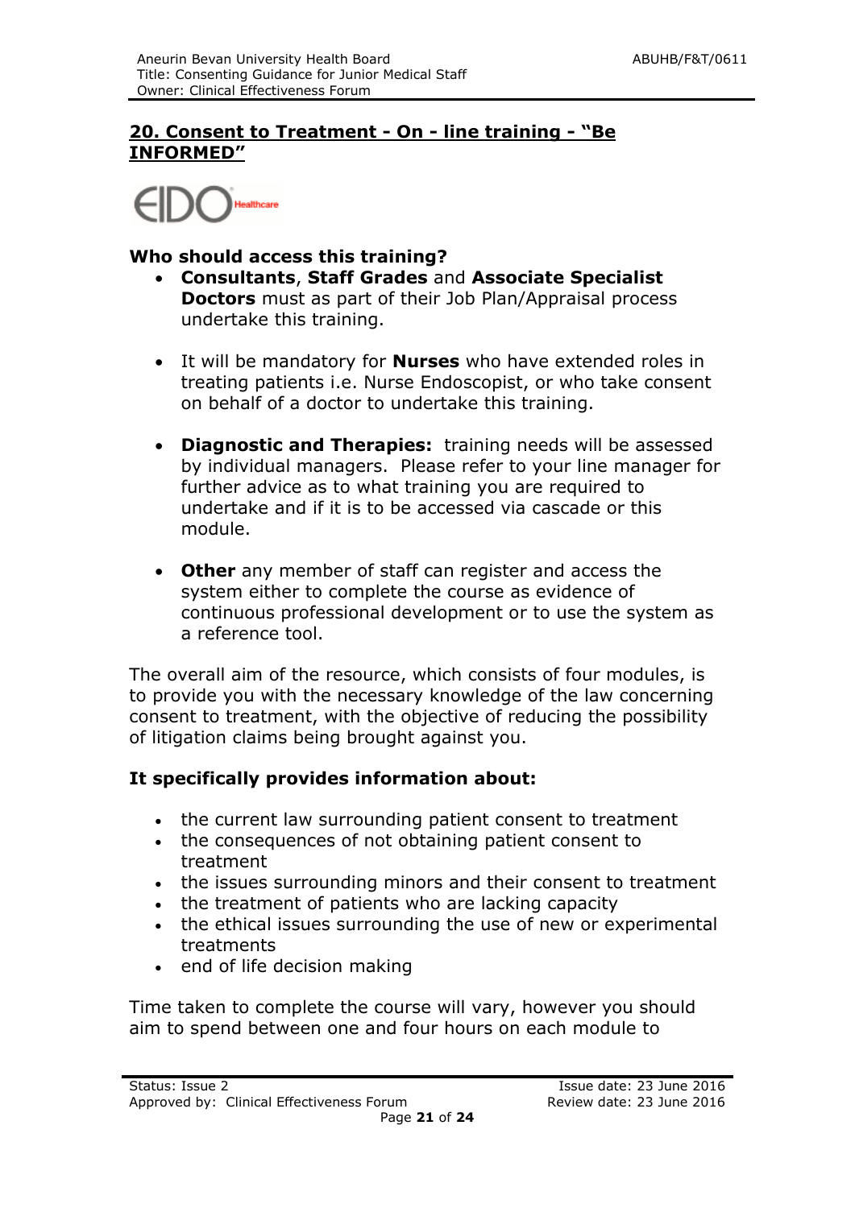## 20. Consent to Treatment - On - line training - "Be INFORMED"

EIDO Healthcare

### Who should access this training?

- **Consultants**, **Staff Grades** and **Associate Specialist Doctors** must as part of their Job Plan/Appraisal process undertake this training.

- It will be mandatory for **Nurses** who have extended roles in treating patients i.e. Nurse Endoscopist, or who take consent on behalf of a doctor to undertake this training.

- **Diagnostic and Therapies:** training needs will be assessed by individual managers. Please refer to your line manager for further advice as to what training you are required to undertake and if it is to be accessed via cascade or this module.

- **Other** any member of staff can register and access the system either to complete the course as evidence of continuous professional development or to use the system as a reference tool.

The overall aim of the resource, which consists of four modules, is to provide you with the necessary knowledge of the law concerning consent to treatment, with the objective of reducing the possibility of litigation claims being brought against you.

### It specifically provides information about:

- the current law surrounding patient consent to treatment
- the consequences of not obtaining patient consent to treatment
- the issues surrounding minors and their consent to treatment
- the treatment of patients who are lacking capacity
- the ethical issues surrounding the use of new or experimental treatments
- end of life decision making

Time taken to complete the course will vary, however you should aim to spend between one and four hours on each module to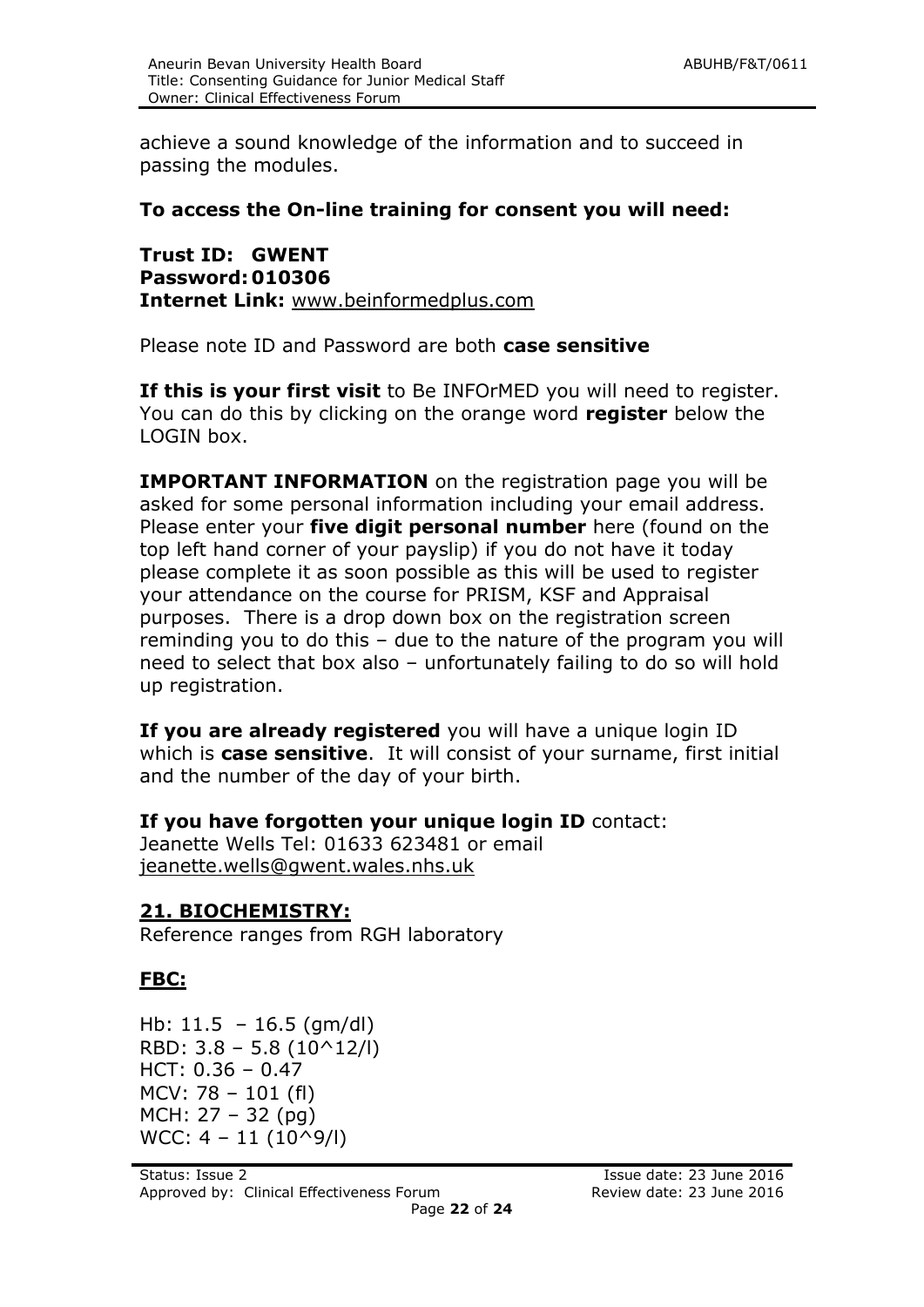achieve a sound knowledge of the information and to succeed in passing the modules.

**To access the On-line training for consent you will need:**

**Trust ID: GWENT**
**Password: 010306**
**Internet Link:** www.beinformedplus.com

Please note ID and Password are both **case sensitive**

**If this is your first visit** to Be INFOrMED you will need to register. You can do this by clicking on the orange word **register** below the LOGIN box.

**IMPORTANT INFORMATION** on the registration page you will be asked for some personal information including your email address. Please enter your **five digit personal number** here (found on the top left hand corner of your payslip) if you do not have it today please complete it as soon possible as this will be used to register your attendance on the course for PRISM, KSF and Appraisal purposes. There is a drop down box on the registration screen reminding you to do this – due to the nature of the program you will need to select that box also – unfortunately failing to do so will hold up registration.

**If you are already registered** you will have a unique login ID which is **case sensitive**. It will consist of your surname, first initial and the number of the day of your birth.

**If you have forgotten your unique login ID** contact:
Jeanette Wells Tel: 01633 623481 or email
jeanette.wells@gwent.wales.nhs.uk

## 21. BIOCHEMISTRY:

Reference ranges from RGH laboratory

### FBC:

Hb: 11.5 – 16.5 (gm/dl)
RBD: 3.8 – 5.8 (10^12/l)
HCT: 0.36 – 0.47
MCV: 78 – 101 (fl)
MCH: 27 – 32 (pg)
WCC: 4 – 11 (10^9/l)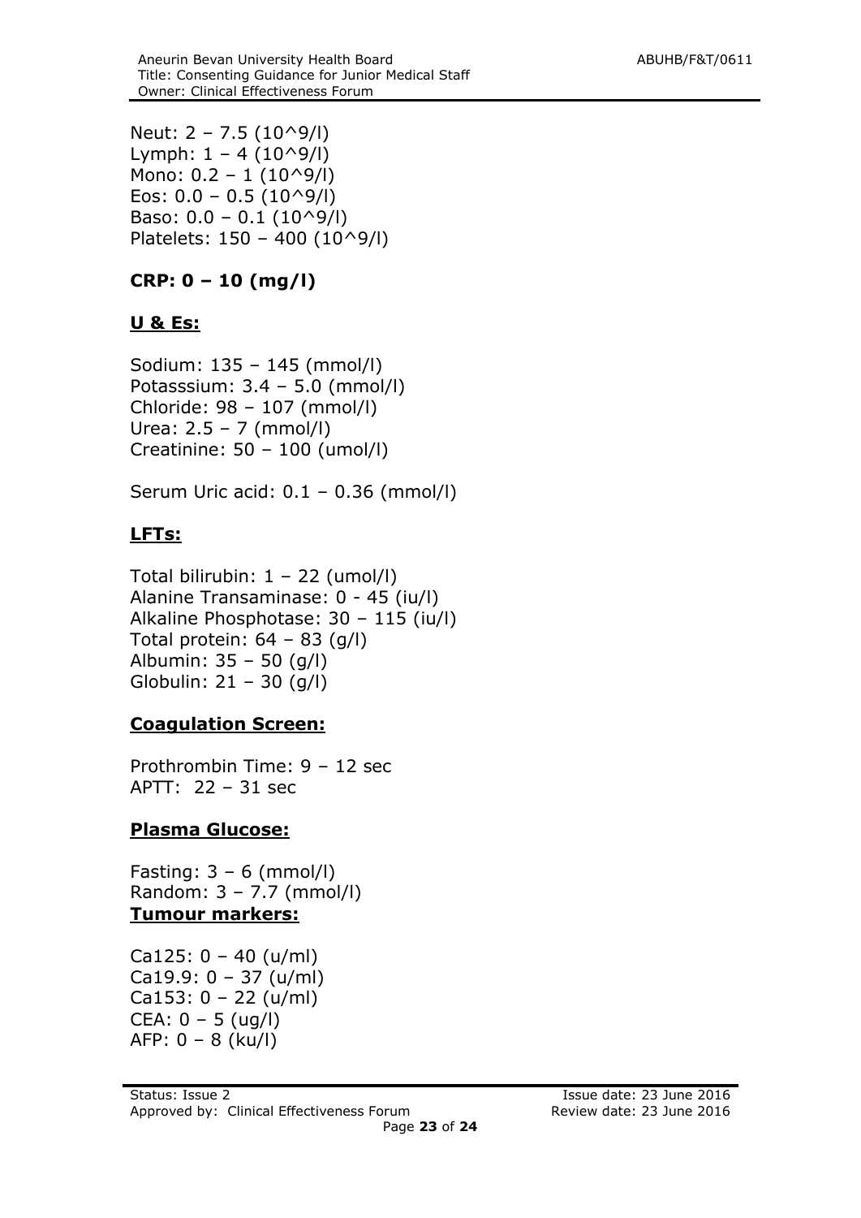Neut: 2 – 7.5 (10^9/l)
Lymph: 1 – 4 (10^9/l)
Mono: 0.2 – 1 (10^9/l)
Eos: 0.0 – 0.5 (10^9/l)
Baso: 0.0 – 0.1 (10^9/l)
Platelets: 150 – 400 (10^9/l)

**CRP: 0 – 10 (mg/l)**

**U & Es:**

Sodium: 135 – 145 (mmol/l)
Potasssium: 3.4 – 5.0 (mmol/l)
Chloride: 98 – 107 (mmol/l)
Urea: 2.5 – 7 (mmol/l)
Creatinine: 50 – 100 (umol/l)

Serum Uric acid: 0.1 – 0.36 (mmol/l)

**LFTs:**

Total bilirubin: 1 – 22 (umol/l)
Alanine Transaminase: 0 - 45 (iu/l)
Alkaline Phosphotase: 30 – 115 (iu/l)
Total protein: 64 – 83 (g/l)
Albumin: 35 – 50 (g/l)
Globulin: 21 – 30 (g/l)

**Coagulation Screen:**

Prothrombin Time: 9 – 12 sec
APTT: 22 – 31 sec

**Plasma Glucose:**

Fasting: 3 – 6 (mmol/l)
Random: 3 – 7.7 (mmol/l)

**Tumour markers:**

Ca125: 0 – 40 (u/ml)
Ca19.9: 0 – 37 (u/ml)
Ca153: 0 – 22 (u/ml)
CEA: 0 – 5 (ug/l)
AFP: 0 – 8 (ku/l)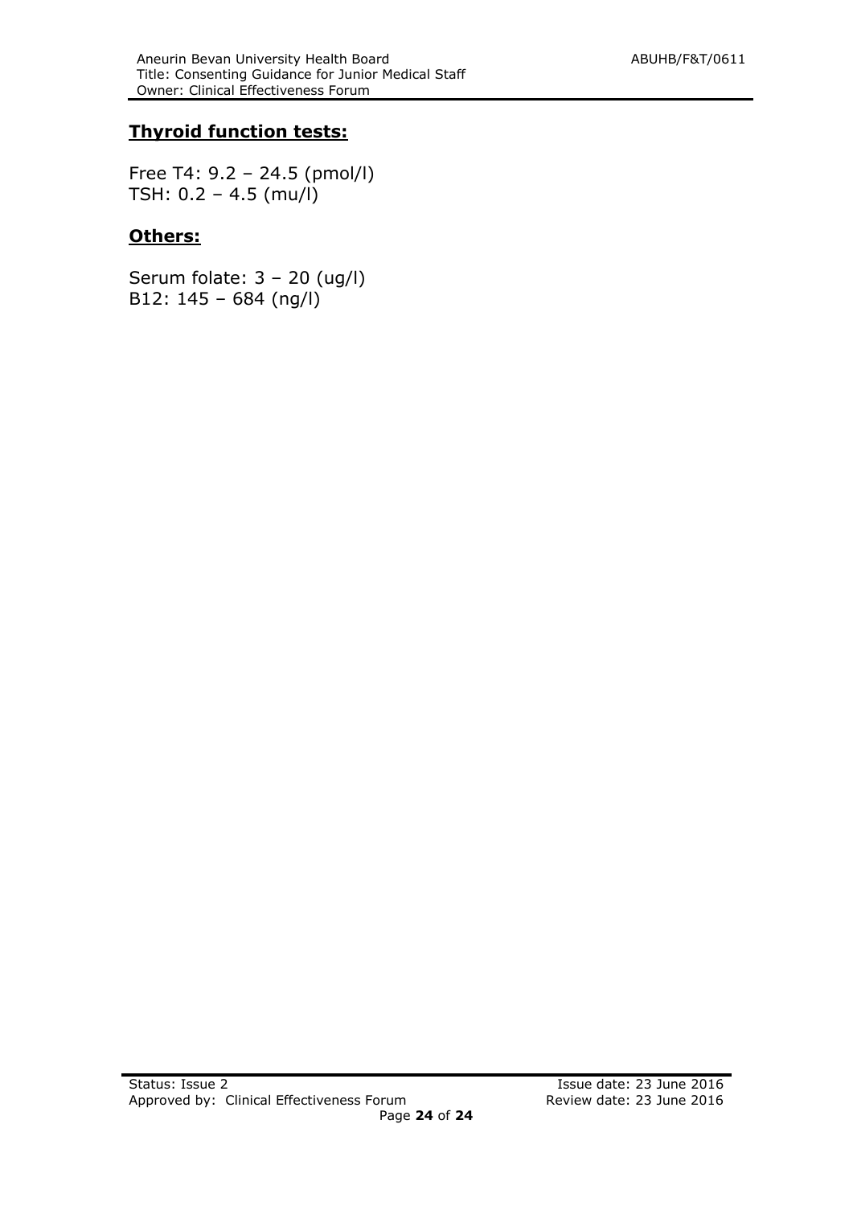## **Thyroid function tests:**

Free T4: 9.2 – 24.5 (pmol/l)
TSH: 0.2 – 4.5 (mu/l)

## **Others:**

Serum folate: 3 – 20 (ug/l)
B12: 145 – 684 (ng/l)